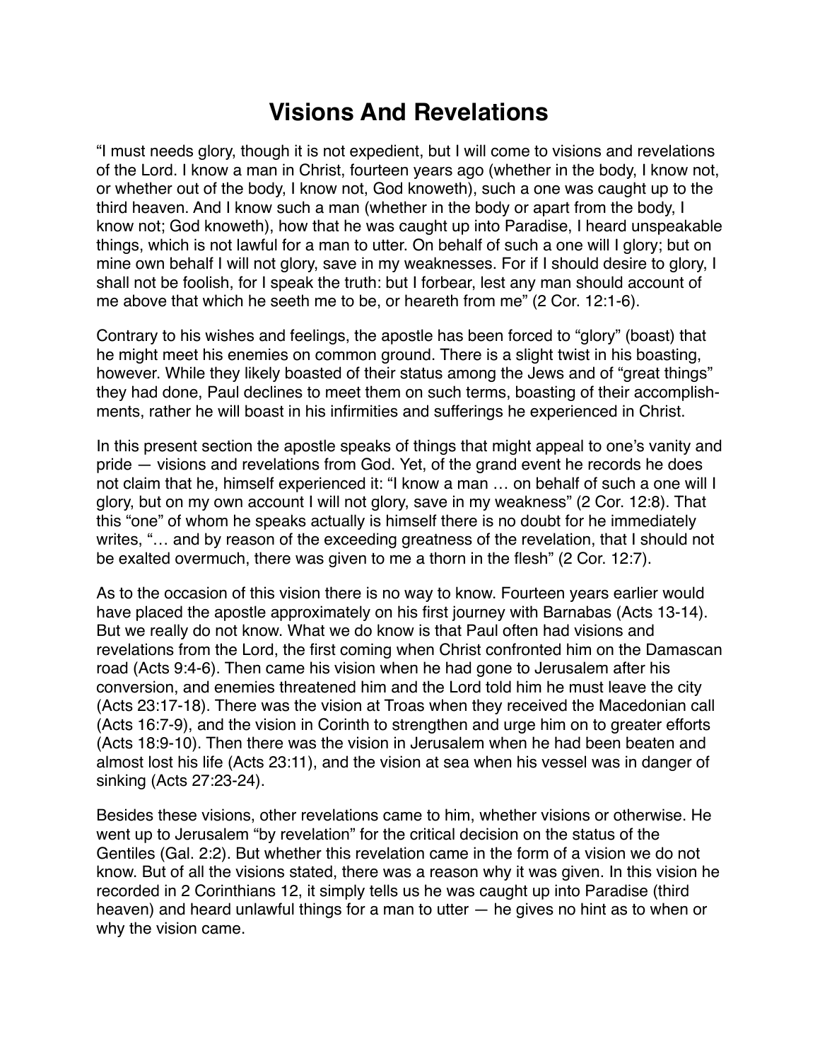# Visions And Revelations

"I must needs glory, though it is not expedient, but I will come to visions and revelations of the Lord. I know a man in Christ, fourteen years ago (whether in the body, I know not, or whether out of the body, I know not, God knoweth), such a one was caught up to the third heaven. And I know such a man (whether in the body or apart from the body, I know not; God knoweth), how that he was caught up into Paradise, I heard unspeakable things, which is not lawful for a man to utter. On behalf of such a one will I glory; but on mine own behalf I will not glory, save in my weaknesses. For if I should desire to glory, I shall not be foolish, for I speak the truth: but I forbear, lest any man should account of me above that which he seeth me to be, or heareth from me" (2 Cor. 12:1-6).

Contrary to his wishes and feelings, the apostle has been forced to "glory" (boast) that he might meet his enemies on common ground. There is a slight twist in his boasting, however. While they likely boasted of their status among the Jews and of "great things" they had done, Paul declines to meet them on such terms, boasting of their accomplishments, rather he will boast in his infirmities and sufferings he experienced in Christ.

In this present section the apostle speaks of things that might appeal to one's vanity and pride — visions and revelations from God. Yet, of the grand event he records he does not claim that he, himself experienced it: "I know a man … on behalf of such a one will I glory, but on my own account I will not glory, save in my weakness" (2 Cor. 12:8). That this "one" of whom he speaks actually is himself there is no doubt for he immediately writes, "… and by reason of the exceeding greatness of the revelation, that I should not be exalted overmuch, there was given to me a thorn in the flesh" (2 Cor. 12:7).

As to the occasion of this vision there is no way to know. Fourteen years earlier would have placed the apostle approximately on his first journey with Barnabas (Acts 13-14). But we really do not know. What we do know is that Paul often had visions and revelations from the Lord, the first coming when Christ confronted him on the Damascan road (Acts 9:4-6). Then came his vision when he had gone to Jerusalem after his conversion, and enemies threatened him and the Lord told him he must leave the city (Acts 23:17-18). There was the vision at Troas when they received the Macedonian call (Acts 16:7-9), and the vision in Corinth to strengthen and urge him on to greater efforts (Acts 18:9-10). Then there was the vision in Jerusalem when he had been beaten and almost lost his life (Acts 23:11), and the vision at sea when his vessel was in danger of sinking (Acts 27:23-24).

Besides these visions, other revelations came to him, whether visions or otherwise. He went up to Jerusalem "by revelation" for the critical decision on the status of the Gentiles (Gal. 2:2). But whether this revelation came in the form of a vision we do not know. But of all the visions stated, there was a reason why it was given. In this vision he recorded in 2 Corinthians 12, it simply tells us he was caught up into Paradise (third heaven) and heard unlawful things for a man to utter — he gives no hint as to when or why the vision came.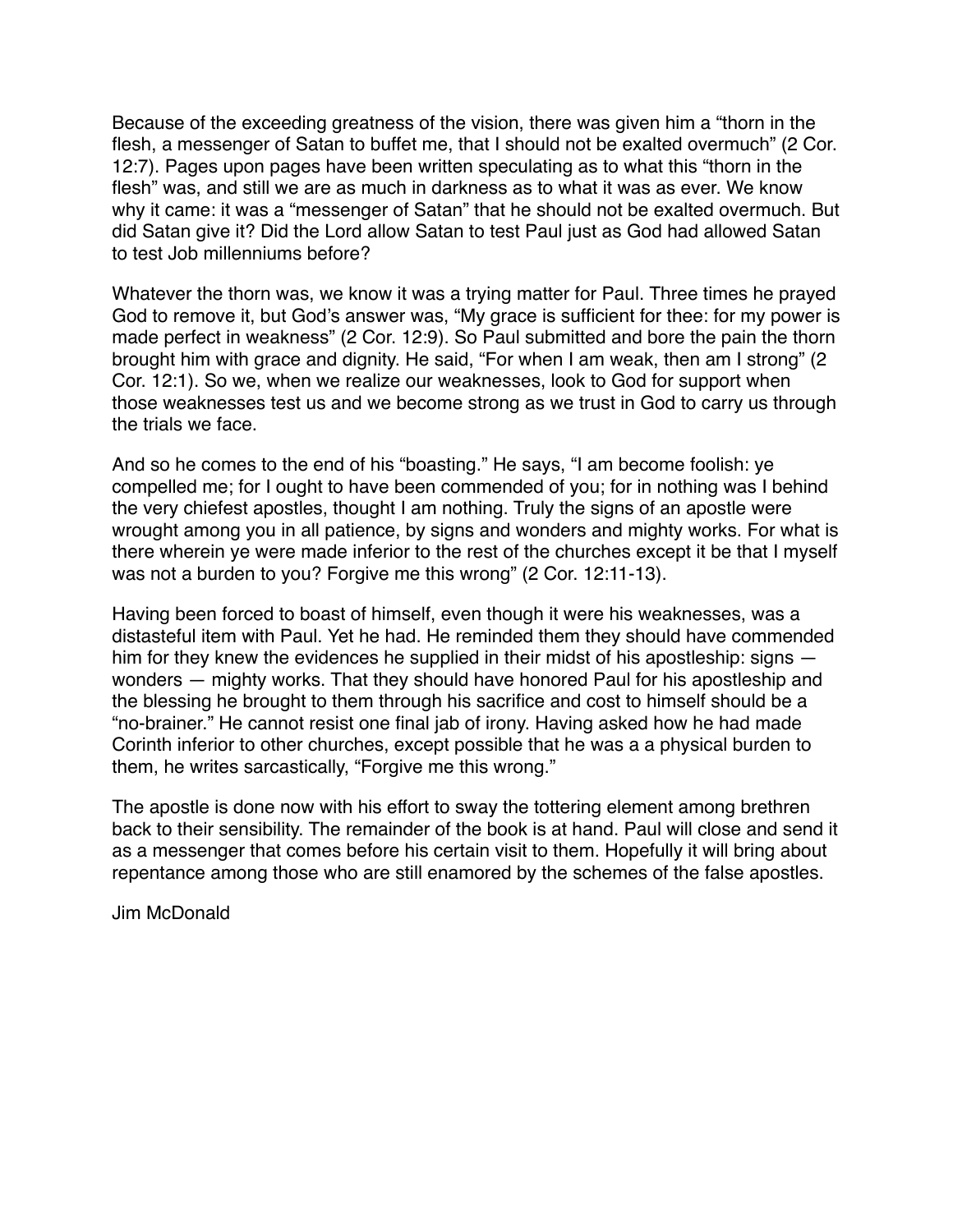Because of the exceeding greatness of the vision, there was given him a "thorn in the flesh, a messenger of Satan to buffet me, that I should not be exalted overmuch" (2 Cor. 12:7). Pages upon pages have been written speculating as to what this "thorn in the flesh" was, and still we are as much in darkness as to what it was as ever. We know why it came: it was a "messenger of Satan" that he should not be exalted overmuch. But did Satan give it? Did the Lord allow Satan to test Paul just as God had allowed Satan to test Job millenniums before?

Whatever the thorn was, we know it was a trying matter for Paul. Three times he prayed God to remove it, but God's answer was, "My grace is sufficient for thee: for my power is made perfect in weakness" (2 Cor. 12:9). So Paul submitted and bore the pain the thorn brought him with grace and dignity. He said, "For when I am weak, then am I strong" (2 Cor. 12:1). So we, when we realize our weaknesses, look to God for support when those weaknesses test us and we become strong as we trust in God to carry us through the trials we face.

And so he comes to the end of his "boasting." He says, "I am become foolish: ye compelled me; for I ought to have been commended of you; for in nothing was I behind the very chiefest apostles, thought I am nothing. Truly the signs of an apostle were wrought among you in all patience, by signs and wonders and mighty works. For what is there wherein ye were made inferior to the rest of the churches except it be that I myself was not a burden to you? Forgive me this wrong" (2 Cor. 12:11-13).

Having been forced to boast of himself, even though it were his weaknesses, was a distasteful item with Paul. Yet he had. He reminded them they should have commended him for they knew the evidences he supplied in their midst of his apostleship: signs — wonders — mighty works. That they should have honored Paul for his apostleship and the blessing he brought to them through his sacrifice and cost to himself should be a "no-brainer." He cannot resist one final jab of irony. Having asked how he had made Corinth inferior to other churches, except possible that he was a a physical burden to them, he writes sarcastically, "Forgive me this wrong."

The apostle is done now with his effort to sway the tottering element among brethren back to their sensibility. The remainder of the book is at hand. Paul will close and send it as a messenger that comes before his certain visit to them. Hopefully it will bring about repentance among those who are still enamored by the schemes of the false apostles.

Jim McDonald